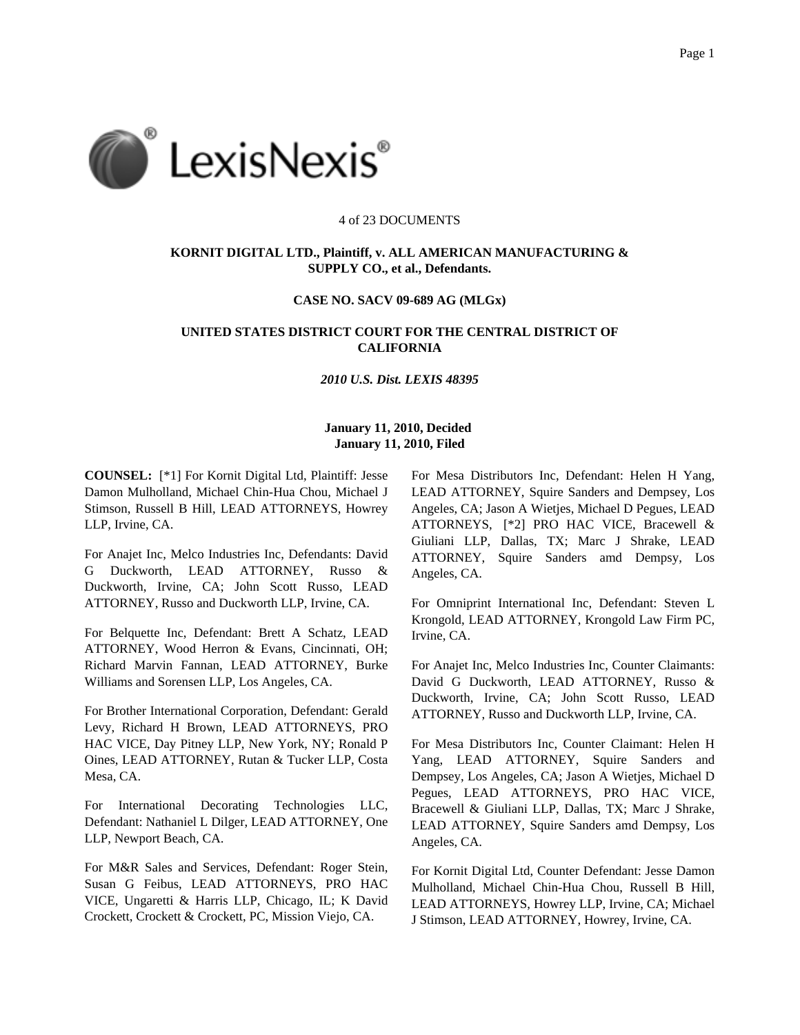4 of 23 DOCUMENTS

**KORNIT DIGITAL LTD., Plaintiff, v. ALL AMERICAN MANUFACTURING & SUPPLY CO., et al., Defendants.**

**CASE NO. SACV 09-689 AG (MLGx)**

**UNITED STATES DISTRICT COURT FOR THE CENTRAL DISTRICT OF CALIFORNIA**

*2010 U.S. Dist. LEXIS 48395*

**January 11, 2010, Decided**
**January 11, 2010, Filed**

**COUNSEL:** [*1] For Kornit Digital Ltd, Plaintiff: Jesse Damon Mulholland, Michael Chin-Hua Chou, Michael J Stimson, Russell B Hill, LEAD ATTORNEYS, Howrey LLP, Irvine, CA.

For Anajet Inc, Melco Industries Inc, Defendants: David G Duckworth, LEAD ATTORNEY, Russo & Duckworth, Irvine, CA; John Scott Russo, LEAD ATTORNEY, Russo and Duckworth LLP, Irvine, CA.

For Belquette Inc, Defendant: Brett A Schatz, LEAD ATTORNEY, Wood Herron & Evans, Cincinnati, OH; Richard Marvin Fannan, LEAD ATTORNEY, Burke Williams and Sorensen LLP, Los Angeles, CA.

For Brother International Corporation, Defendant: Gerald Levy, Richard H Brown, LEAD ATTORNEYS, PRO HAC VICE, Day Pitney LLP, New York, NY; Ronald P Oines, LEAD ATTORNEY, Rutan & Tucker LLP, Costa Mesa, CA.

For International Decorating Technologies LLC, Defendant: Nathaniel L Dilger, LEAD ATTORNEY, One LLP, Newport Beach, CA.

For M&R Sales and Services, Defendant: Roger Stein, Susan G Feibus, LEAD ATTORNEYS, PRO HAC VICE, Ungaretti & Harris LLP, Chicago, IL; K David Crockett, Crockett & Crockett, PC, Mission Viejo, CA.

For Mesa Distributors Inc, Defendant: Helen H Yang, LEAD ATTORNEY, Squire Sanders and Dempsey, Los Angeles, CA; Jason A Wietjes, Michael D Pegues, LEAD ATTORNEYS, [*2] PRO HAC VICE, Bracewell & Giuliani LLP, Dallas, TX; Marc J Shrake, LEAD ATTORNEY, Squire Sanders amd Dempsy, Los Angeles, CA.

For Omniprint International Inc, Defendant: Steven L Krongold, LEAD ATTORNEY, Krongold Law Firm PC, Irvine, CA.

For Anajet Inc, Melco Industries Inc, Counter Claimants: David G Duckworth, LEAD ATTORNEY, Russo & Duckworth, Irvine, CA; John Scott Russo, LEAD ATTORNEY, Russo and Duckworth LLP, Irvine, CA.

For Mesa Distributors Inc, Counter Claimant: Helen H Yang, LEAD ATTORNEY, Squire Sanders and Dempsey, Los Angeles, CA; Jason A Wietjes, Michael D Pegues, LEAD ATTORNEYS, PRO HAC VICE, Bracewell & Giuliani LLP, Dallas, TX; Marc J Shrake, LEAD ATTORNEY, Squire Sanders amd Dempsy, Los Angeles, CA.

For Kornit Digital Ltd, Counter Defendant: Jesse Damon Mulholland, Michael Chin-Hua Chou, Russell B Hill, LEAD ATTORNEYS, Howrey LLP, Irvine, CA; Michael J Stimson, LEAD ATTORNEY, Howrey, Irvine, CA.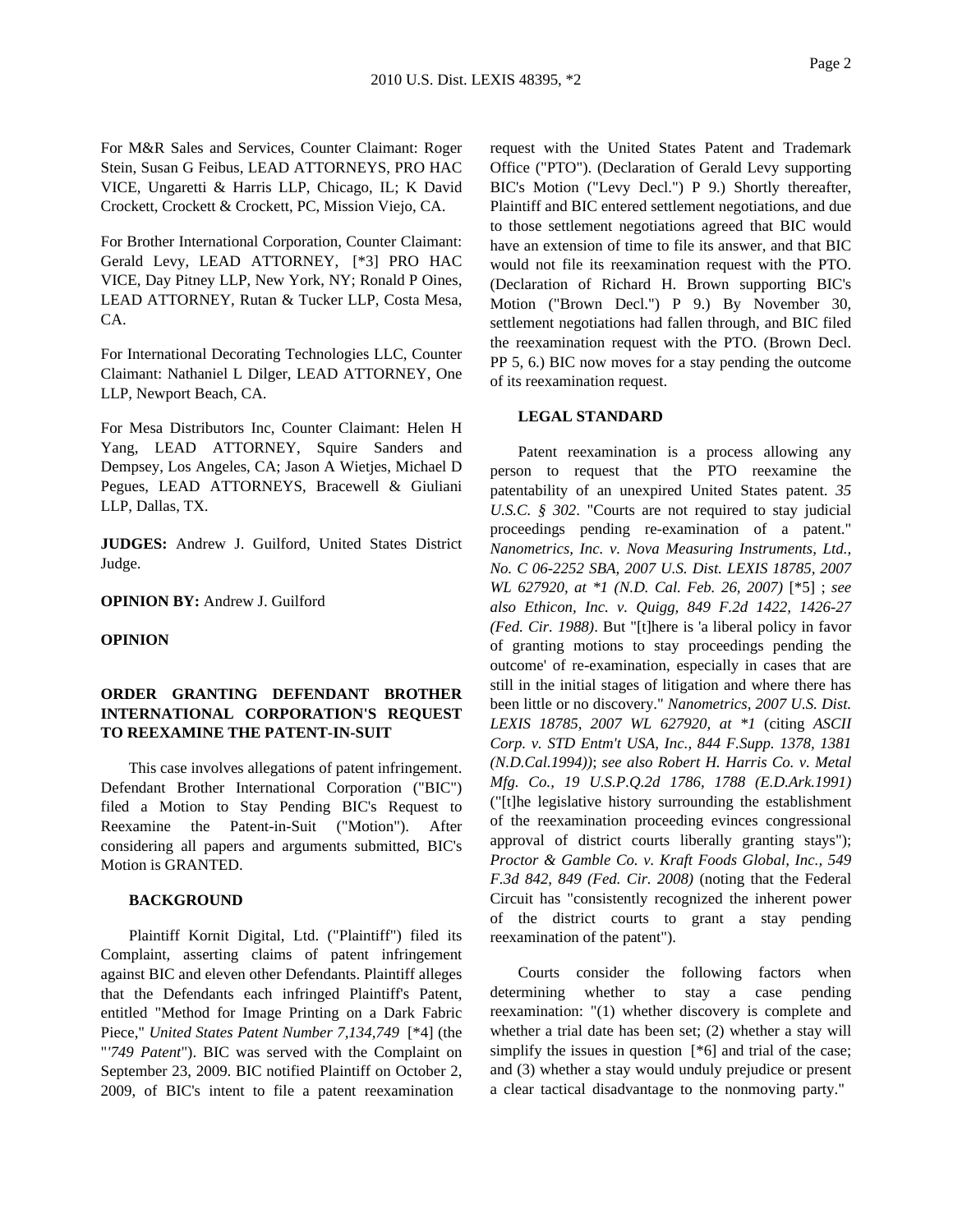For M&R Sales and Services, Counter Claimant: Roger Stein, Susan G Feibus, LEAD ATTORNEYS, PRO HAC VICE, Ungaretti & Harris LLP, Chicago, IL; K David Crockett, Crockett & Crockett, PC, Mission Viejo, CA.

For Brother International Corporation, Counter Claimant: Gerald Levy, LEAD ATTORNEY, [*3] PRO HAC VICE, Day Pitney LLP, New York, NY; Ronald P Oines, LEAD ATTORNEY, Rutan & Tucker LLP, Costa Mesa, CA.

For International Decorating Technologies LLC, Counter Claimant: Nathaniel L Dilger, LEAD ATTORNEY, One LLP, Newport Beach, CA.

For Mesa Distributors Inc, Counter Claimant: Helen H Yang, LEAD ATTORNEY, Squire Sanders and Dempsey, Los Angeles, CA; Jason A Wietjes, Michael D Pegues, LEAD ATTORNEYS, Bracewell & Giuliani LLP, Dallas, TX.

**JUDGES:** Andrew J. Guilford, United States District Judge.

**OPINION BY:** Andrew J. Guilford

**OPINION**

**ORDER GRANTING DEFENDANT BROTHER INTERNATIONAL CORPORATION'S REQUEST TO REEXAMINE THE PATENT-IN-SUIT**

This case involves allegations of patent infringement. Defendant Brother International Corporation ("BIC") filed a Motion to Stay Pending BIC's Request to Reexamine the Patent-in-Suit ("Motion"). After considering all papers and arguments submitted, BIC's Motion is GRANTED.

**BACKGROUND**

Plaintiff Kornit Digital, Ltd. ("Plaintiff") filed its Complaint, asserting claims of patent infringement against BIC and eleven other Defendants. Plaintiff alleges that the Defendants each infringed Plaintiff's Patent, entitled "Method for Image Printing on a Dark Fabric Piece," *United States Patent Number 7,134,749* [*4] (the "*'749 Patent*"). BIC was served with the Complaint on September 23, 2009. BIC notified Plaintiff on October 2, 2009, of BIC's intent to file a patent reexamination request with the United States Patent and Trademark Office ("PTO"). (Declaration of Gerald Levy supporting BIC's Motion ("Levy Decl.") P 9.) Shortly thereafter, Plaintiff and BIC entered settlement negotiations, and due to those settlement negotiations agreed that BIC would have an extension of time to file its answer, and that BIC would not file its reexamination request with the PTO. (Declaration of Richard H. Brown supporting BIC's Motion ("Brown Decl.") P 9.) By November 30, settlement negotiations had fallen through, and BIC filed the reexamination request with the PTO. (Brown Decl. PP 5, 6.) BIC now moves for a stay pending the outcome of its reexamination request.

**LEGAL STANDARD**

Patent reexamination is a process allowing any person to request that the PTO reexamine the patentability of an unexpired United States patent. *35 U.S.C. § 302*. "Courts are not required to stay judicial proceedings pending re-examination of a patent." *Nanometrics, Inc. v. Nova Measuring Instruments, Ltd., No. C 06-2252 SBA, 2007 U.S. Dist. LEXIS 18785, 2007 WL 627920, at *1 (N.D. Cal. Feb. 26, 2007)* [*5] ; *see also Ethicon, Inc. v. Quigg, 849 F.2d 1422, 1426-27 (Fed. Cir. 1988)*. But "[t]here is 'a liberal policy in favor of granting motions to stay proceedings pending the outcome' of re-examination, especially in cases that are still in the initial stages of litigation and where there has been little or no discovery." *Nanometrics, 2007 U.S. Dist. LEXIS 18785, 2007 WL 627920, at *1* (citing *ASCII Corp. v. STD Entm't USA, Inc., 844 F.Supp. 1378, 1381 (N.D.Cal.1994))*; *see also Robert H. Harris Co. v. Metal Mfg. Co., 19 U.S.P.Q.2d 1786, 1788 (E.D.Ark.1991)* ("[t]he legislative history surrounding the establishment of the reexamination proceeding evinces congressional approval of district courts liberally granting stays"); *Proctor & Gamble Co. v. Kraft Foods Global, Inc., 549 F.3d 842, 849 (Fed. Cir. 2008)* (noting that the Federal Circuit has "consistently recognized the inherent power of the district courts to grant a stay pending reexamination of the patent").

Courts consider the following factors when determining whether to stay a case pending reexamination: "(1) whether discovery is complete and whether a trial date has been set; (2) whether a stay will simplify the issues in question [*6] and trial of the case; and (3) whether a stay would unduly prejudice or present a clear tactical disadvantage to the nonmoving party."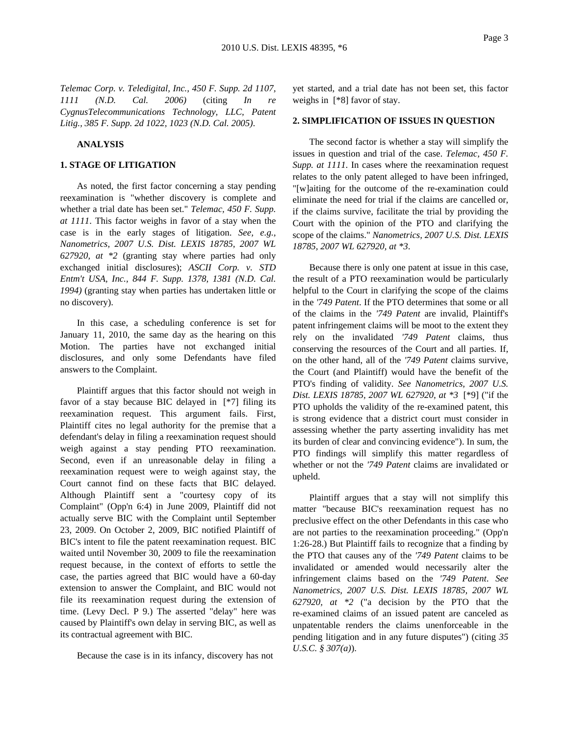*Telemac Corp. v. Teledigital, Inc., 450 F. Supp. 2d 1107, 1111 (N.D. Cal. 2006)* (citing *In re CygnusTelecommunications Technology, LLC, Patent Litig., 385 F. Supp. 2d 1022, 1023 (N.D. Cal. 2005)*.

**ANALYSIS**

**1. STAGE OF LITIGATION**

As noted, the first factor concerning a stay pending reexamination is "whether discovery is complete and whether a trial date has been set." *Telemac, 450 F. Supp. at 1111*. This factor weighs in favor of a stay when the case is in the early stages of litigation. *See, e.g., Nanometrics, 2007 U.S. Dist. LEXIS 18785, 2007 WL 627920, at *2* (granting stay where parties had only exchanged initial disclosures); *ASCII Corp. v. STD Entm't USA, Inc., 844 F. Supp. 1378, 1381 (N.D. Cal. 1994)* (granting stay when parties has undertaken little or no discovery).

In this case, a scheduling conference is set for January 11, 2010, the same day as the hearing on this Motion. The parties have not exchanged initial disclosures, and only some Defendants have filed answers to the Complaint.

Plaintiff argues that this factor should not weigh in favor of a stay because BIC delayed in [*7] filing its reexamination request. This argument fails. First, Plaintiff cites no legal authority for the premise that a defendant's delay in filing a reexamination request should weigh against a stay pending PTO reexamination. Second, even if an unreasonable delay in filing a reexamination request were to weigh against stay, the Court cannot find on these facts that BIC delayed. Although Plaintiff sent a "courtesy copy of its Complaint" (Opp'n 6:4) in June 2009, Plaintiff did not actually serve BIC with the Complaint until September 23, 2009. On October 2, 2009, BIC notified Plaintiff of BIC's intent to file the patent reexamination request. BIC waited until November 30, 2009 to file the reexamination request because, in the context of efforts to settle the case, the parties agreed that BIC would have a 60-day extension to answer the Complaint, and BIC would not file its reexamination request during the extension of time. (Levy Decl. P 9.) The asserted "delay" here was caused by Plaintiff's own delay in serving BIC, as well as its contractual agreement with BIC.

Because the case is in its infancy, discovery has not yet started, and a trial date has not been set, this factor weighs in [*8] favor of stay.

**2. SIMPLIFICATION OF ISSUES IN QUESTION**

The second factor is whether a stay will simplify the issues in question and trial of the case. *Telemac, 450 F. Supp. at 1111*. In cases where the reexamination request relates to the only patent alleged to have been infringed, "[w]aiting for the outcome of the re-examination could eliminate the need for trial if the claims are cancelled or, if the claims survive, facilitate the trial by providing the Court with the opinion of the PTO and clarifying the scope of the claims." *Nanometrics, 2007 U.S. Dist. LEXIS 18785, 2007 WL 627920, at *3*.

Because there is only one patent at issue in this case, the result of a PTO reexamination would be particularly helpful to the Court in clarifying the scope of the claims in the *'749 Patent*. If the PTO determines that some or all of the claims in the *'749 Patent* are invalid, Plaintiff's patent infringement claims will be moot to the extent they rely on the invalidated *'749 Patent* claims, thus conserving the resources of the Court and all parties. If, on the other hand, all of the *'749 Patent* claims survive, the Court (and Plaintiff) would have the benefit of the PTO's finding of validity. *See Nanometrics, 2007 U.S. Dist. LEXIS 18785, 2007 WL 627920, at *3* [*9] ("if the PTO upholds the validity of the re-examined patent, this is strong evidence that a district court must consider in assessing whether the party asserting invalidity has met its burden of clear and convincing evidence"). In sum, the PTO findings will simplify this matter regardless of whether or not the *'749 Patent* claims are invalidated or upheld.

Plaintiff argues that a stay will not simplify this matter "because BIC's reexamination request has no preclusive effect on the other Defendants in this case who are not parties to the reexamination proceeding." (Opp'n 1:26-28.) But Plaintiff fails to recognize that a finding by the PTO that causes any of the *'749 Patent* claims to be invalidated or amended would necessarily alter the infringement claims based on the *'749 Patent*. *See Nanometrics, 2007 U.S. Dist. LEXIS 18785, 2007 WL 627920, at *2* ("a decision by the PTO that the re-examined claims of an issued patent are canceled as unpatentable renders the claims unenforceable in the pending litigation and in any future disputes") (citing *35 U.S.C. § 307(a)*).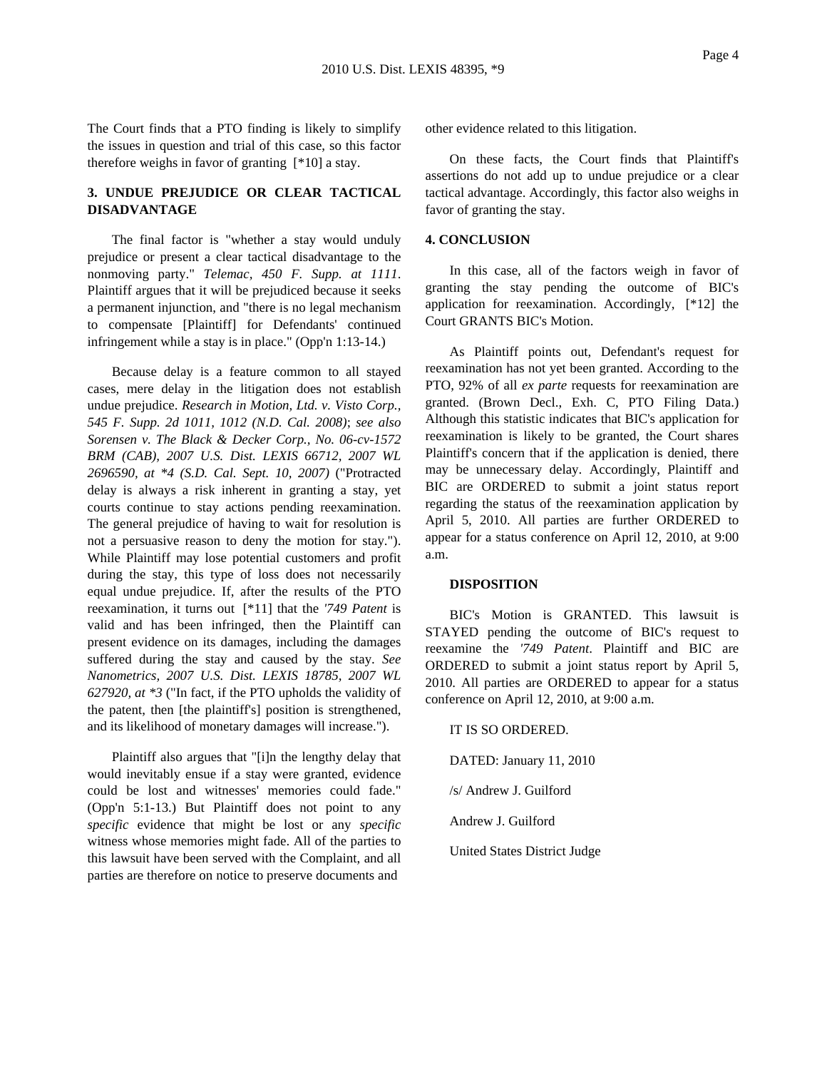The Court finds that a PTO finding is likely to simplify the issues in question and trial of this case, so this factor therefore weighs in favor of granting [*10] a stay.

### 3. UNDUE PREJUDICE OR CLEAR TACTICAL DISADVANTAGE

The final factor is "whether a stay would unduly prejudice or present a clear tactical disadvantage to the nonmoving party." *Telemac, 450 F. Supp. at 1111*. Plaintiff argues that it will be prejudiced because it seeks a permanent injunction, and "there is no legal mechanism to compensate [Plaintiff] for Defendants' continued infringement while a stay is in place." (Opp'n 1:13-14.)

Because delay is a feature common to all stayed cases, mere delay in the litigation does not establish undue prejudice. *Research in Motion, Ltd. v. Visto Corp., 545 F. Supp. 2d 1011, 1012 (N.D. Cal. 2008)*; *see also Sorensen v. The Black & Decker Corp., No. 06-cv-1572 BRM (CAB), 2007 U.S. Dist. LEXIS 66712, 2007 WL 2696590, at *4 (S.D. Cal. Sept. 10, 2007)* ("Protracted delay is always a risk inherent in granting a stay, yet courts continue to stay actions pending reexamination. The general prejudice of having to wait for resolution is not a persuasive reason to deny the motion for stay."). While Plaintiff may lose potential customers and profit during the stay, this type of loss does not necessarily equal undue prejudice. If, after the results of the PTO reexamination, it turns out [*11] that the *'749 Patent* is valid and has been infringed, then the Plaintiff can present evidence on its damages, including the damages suffered during the stay and caused by the stay. *See Nanometrics, 2007 U.S. Dist. LEXIS 18785, 2007 WL 627920, at *3* ("In fact, if the PTO upholds the validity of the patent, then [the plaintiff's] position is strengthened, and its likelihood of monetary damages will increase.").

Plaintiff also argues that "[i]n the lengthy delay that would inevitably ensue if a stay were granted, evidence could be lost and witnesses' memories could fade." (Opp'n 5:1-13.) But Plaintiff does not point to any *specific* evidence that might be lost or any *specific* witness whose memories might fade. All of the parties to this lawsuit have been served with the Complaint, and all parties are therefore on notice to preserve documents and other evidence related to this litigation.

On these facts, the Court finds that Plaintiff's assertions do not add up to undue prejudice or a clear tactical advantage. Accordingly, this factor also weighs in favor of granting the stay.

### 4. CONCLUSION

In this case, all of the factors weigh in favor of granting the stay pending the outcome of BIC's application for reexamination. Accordingly, [*12] the Court GRANTS BIC's Motion.

As Plaintiff points out, Defendant's request for reexamination has not yet been granted. According to the PTO, 92% of all *ex parte* requests for reexamination are granted. (Brown Decl., Exh. C, PTO Filing Data.) Although this statistic indicates that BIC's application for reexamination is likely to be granted, the Court shares Plaintiff's concern that if the application is denied, there may be unnecessary delay. Accordingly, Plaintiff and BIC are ORDERED to submit a joint status report regarding the status of the reexamination application by April 5, 2010. All parties are further ORDERED to appear for a status conference on April 12, 2010, at 9:00 a.m.

### DISPOSITION

BIC's Motion is GRANTED. This lawsuit is STAYED pending the outcome of BIC's request to reexamine the *'749 Patent*. Plaintiff and BIC are ORDERED to submit a joint status report by April 5, 2010. All parties are ORDERED to appear for a status conference on April 12, 2010, at 9:00 a.m.

IT IS SO ORDERED.

DATED: January 11, 2010

/s/ Andrew J. Guilford

Andrew J. Guilford

United States District Judge